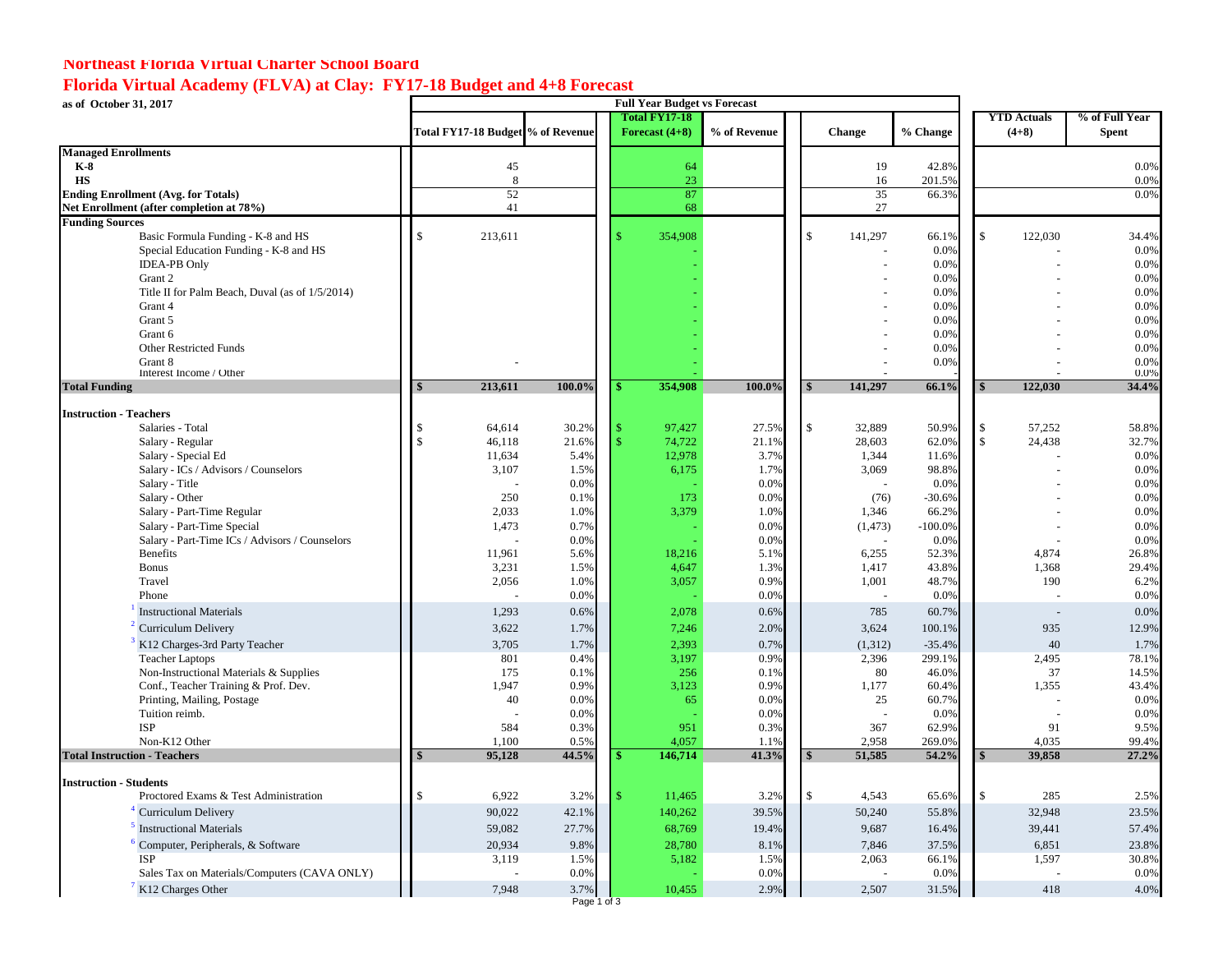# Northeast Florida Virtual Charter School Board

## Florida Virtual Academy (FLVA) at Clay: FY17-18 Budget and 4+8 Forecast

**as of October 31, 2017**

| | Full Year Budget vs Forecast | | | | | | | |
|---|---|---|---|---|---|---|---|---|
| | Total FY17-18 Budget | % of Revenue | Total FY17-18 Forecast (4+8) | % of Revenue | Change | % Change | YTD Actuals (4+8) | % of Full Year Spent |
| **Managed Enrollments** | | | | | | | | |
| **K-8** | 45 | | 64 | | 19 | 42.8% | | 0.0% |
| **HS** | 8 | | 23 | | 16 | 201.5% | | 0.0% |
| **Ending Enrollment (Avg. for Totals)** | 52 | | 87 | | 35 | 66.3% | | 0.0% |
| **Net Enrollment (after completion at 78%)** | 41 | | 68 | | 27 | | | |
| **Funding Sources** | | | | | | | | |
| Basic Formula Funding - K-8 and HS | $ 213,611 | | $ 354,908 | | $ 141,297 | 66.1% | $ 122,030 | 34.4% |
| Special Education Funding - K-8 and HS | | | - | | - | 0.0% | - | 0.0% |
| IDEA-PB Only | | | - | | - | 0.0% | - | 0.0% |
| Grant 2 | | | - | | - | 0.0% | - | 0.0% |
| Title II for Palm Beach, Duval (as of 1/5/2014) | | | - | | - | 0.0% | - | 0.0% |
| Grant 4 | | | - | | - | 0.0% | - | 0.0% |
| Grant 5 | | | - | | - | 0.0% | - | 0.0% |
| Grant 6 | | | - | | - | 0.0% | - | 0.0% |
| Other Restricted Funds | | | - | | - | 0.0% | - | 0.0% |
| Grant 8 | - | | - | | - | 0.0% | - | 0.0% |
| Interest Income / Other | | | - | | - | - | - | 0.0% |
| **Total Funding** | **$ 213,611** | **100.0%** | **$ 354,908** | **100.0%** | **$ 141,297** | **66.1%** | **$ 122,030** | **34.4%** |
| **Instruction - Teachers** | | | | | | | | |
| Salaries - Total | $ 64,614 | 30.2% | $ 97,427 | 27.5% | $ 32,889 | 50.9% | $ 57,252 | 58.8% |
| Salary - Regular | $ 46,118 | 21.6% | $ 74,722 | 21.1% | 28,603 | 62.0% | $ 24,438 | 32.7% |
| Salary - Special Ed | 11,634 | 5.4% | 12,978 | 3.7% | 1,344 | 11.6% | - | 0.0% |
| Salary - ICs / Advisors / Counselors | 3,107 | 1.5% | 6,175 | 1.7% | 3,069 | 98.8% | - | 0.0% |
| Salary - Title | - | 0.0% | - | 0.0% | - | 0.0% | - | 0.0% |
| Salary - Other | 250 | 0.1% | 173 | 0.0% | (76) | -30.6% | - | 0.0% |
| Salary - Part-Time Regular | 2,033 | 1.0% | 3,379 | 1.0% | 1,346 | 66.2% | - | 0.0% |
| Salary - Part-Time Special | 1,473 | 0.7% | - | 0.0% | (1,473) | -100.0% | - | 0.0% |
| Salary - Part-Time ICs / Advisors / Counselors | - | 0.0% | - | 0.0% | - | 0.0% | - | 0.0% |
| Benefits | 11,961 | 5.6% | 18,216 | 5.1% | 6,255 | 52.3% | 4,874 | 26.8% |
| Bonus | 3,231 | 1.5% | 4,647 | 1.3% | 1,417 | 43.8% | 1,368 | 29.4% |
| Travel | 2,056 | 1.0% | 3,057 | 0.9% | 1,001 | 48.7% | 190 | 6.2% |
| Phone | - | 0.0% | - | 0.0% | - | 0.0% | - | 0.0% |
| [1] Instructional Materials | 1,293 | 0.6% | 2,078 | 0.6% | 785 | 60.7% | - | 0.0% |
| [2] Curriculum Delivery | 3,622 | 1.7% | 7,246 | 2.0% | 3,624 | 100.1% | 935 | 12.9% |
| [3] K12 Charges-3rd Party Teacher | 3,705 | 1.7% | 2,393 | 0.7% | (1,312) | -35.4% | 40 | 1.7% |
| Teacher Laptops | 801 | 0.4% | 3,197 | 0.9% | 2,396 | 299.1% | 2,495 | 78.1% |
| Non-Instructional Materials & Supplies | 175 | 0.1% | 256 | 0.1% | 80 | 46.0% | 37 | 14.5% |
| Conf., Teacher Training & Prof. Dev. | 1,947 | 0.9% | 3,123 | 0.9% | 1,177 | 60.4% | 1,355 | 43.4% |
| Printing, Mailing, Postage | 40 | 0.0% | 65 | 0.0% | 25 | 60.7% | - | 0.0% |
| Tuition reimb. | - | 0.0% | - | 0.0% | - | 0.0% | - | 0.0% |
| ISP | 584 | 0.3% | 951 | 0.3% | 367 | 62.9% | 91 | 9.5% |
| Non-K12 Other | 1,100 | 0.5% | 4,057 | 1.1% | 2,958 | 269.0% | 4,035 | 99.4% |
| **Total Instruction - Teachers** | **$ 95,128** | **44.5%** | **$ 146,714** | **41.3%** | **$ 51,585** | **54.2%** | **$ 39,858** | **27.2%** |
| **Instruction - Students** | | | | | | | | |
| Proctored Exams & Test Administration | $ 6,922 | 3.2% | $ 11,465 | 3.2% | $ 4,543 | 65.6% | $ 285 | 2.5% |
| [4] Curriculum Delivery | 90,022 | 42.1% | 140,262 | 39.5% | 50,240 | 55.8% | 32,948 | 23.5% |
| [5] Instructional Materials | 59,082 | 27.7% | 68,769 | 19.4% | 9,687 | 16.4% | 39,441 | 57.4% |
| [6] Computer, Peripherals, & Software | 20,934 | 9.8% | 28,780 | 8.1% | 7,846 | 37.5% | 6,851 | 23.8% |
| ISP | 3,119 | 1.5% | 5,182 | 1.5% | 2,063 | 66.1% | 1,597 | 30.8% |
| Sales Tax on Materials/Computers (CAVA ONLY) | - | 0.0% | - | 0.0% | - | 0.0% | - | 0.0% |
| [7] K12 Charges Other | 7,948 | 3.7% | 10,455 | 2.9% | 2,507 | 31.5% | 418 | 4.0% |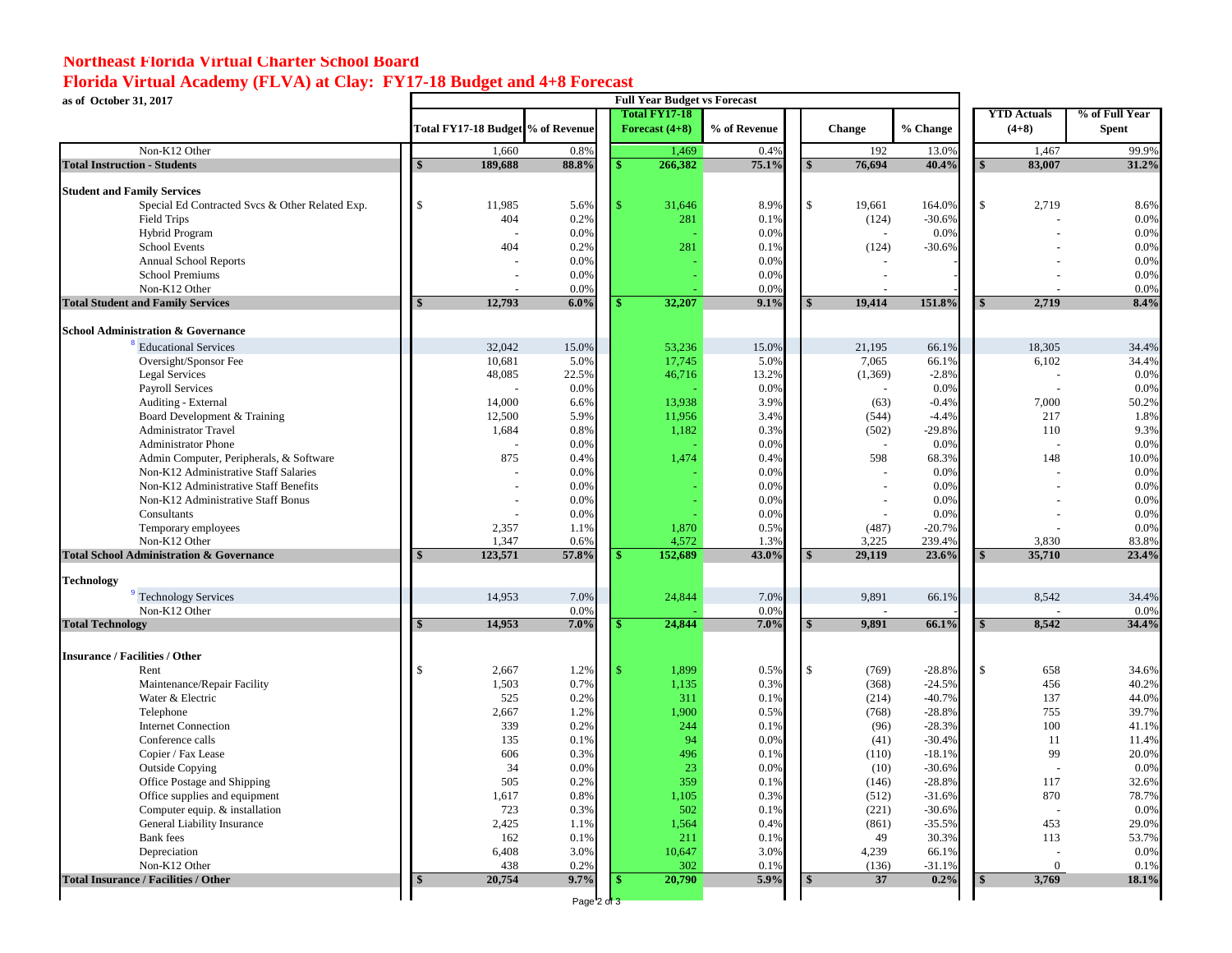**Northeast Florida Virtual Charter School Board**

**Florida Virtual Academy (FLVA) at Clay: FY17-18 Budget and 4+8 Forecast**

**as of October 31, 2017**

| | Full Year Budget vs Forecast | | | | | | | |
|---|---|---|---|---|---|---|---|---|
| | Total FY17-18 Budget | % of Revenue | Total FY17-18 Forecast (4+8) | % of Revenue | Change | % Change | YTD Actuals (4+8) | % of Full Year Spent |
| Non-K12 Other | 1,660 | 0.8% | 1,469 | 0.4% | 192 | 13.0% | 1,467 | 99.9% |
| **Total Instruction - Students** | **$ 189,688** | **88.8%** | **$ 266,382** | **75.1%** | **$ 76,694** | **40.4%** | **$ 83,007** | **31.2%** |
| | | | | | | | | |
| **Student and Family Services** | | | | | | | | |
| Special Ed Contracted Svcs & Other Related Exp. | $ 11,985 | 5.6% | $ 31,646 | 8.9% | $ 19,661 | 164.0% | $ 2,719 | 8.6% |
| Field Trips | 404 | 0.2% | 281 | 0.1% | (124) | -30.6% | - | 0.0% |
| Hybrid Program | - | 0.0% | - | 0.0% | - | 0.0% | - | 0.0% |
| School Events | 404 | 0.2% | 281 | 0.1% | (124) | -30.6% | - | 0.0% |
| Annual School Reports | - | 0.0% | - | 0.0% | - | - | - | 0.0% |
| School Premiums | - | 0.0% | - | 0.0% | - | - | - | 0.0% |
| Non-K12 Other | - | 0.0% | - | 0.0% | - | - | - | 0.0% |
| **Total Student and Family Services** | **$ 12,793** | **6.0%** | **$ 32,207** | **9.1%** | **$ 19,414** | **151.8%** | **$ 2,719** | **8.4%** |
| | | | | | | | | |
| **School Administration & Governance** | | | | | | | | |
| [8] Educational Services | 32,042 | 15.0% | 53,236 | 15.0% | 21,195 | 66.1% | 18,305 | 34.4% |
| Oversight/Sponsor Fee | 10,681 | 5.0% | 17,745 | 5.0% | 7,065 | 66.1% | 6,102 | 34.4% |
| Legal Services | 48,085 | 22.5% | 46,716 | 13.2% | (1,369) | -2.8% | - | 0.0% |
| Payroll Services | - | 0.0% | - | 0.0% | - | 0.0% | - | 0.0% |
| Auditing - External | 14,000 | 6.6% | 13,938 | 3.9% | (63) | -0.4% | 7,000 | 50.2% |
| Board Development & Training | 12,500 | 5.9% | 11,956 | 3.4% | (544) | -4.4% | 217 | 1.8% |
| Administrator Travel | 1,684 | 0.8% | 1,182 | 0.3% | (502) | -29.8% | 110 | 9.3% |
| Administrator Phone | - | 0.0% | - | 0.0% | - | 0.0% | - | 0.0% |
| Admin Computer, Peripherals, & Software | 875 | 0.4% | 1,474 | 0.4% | 598 | 68.3% | 148 | 10.0% |
| Non-K12 Administrative Staff Salaries | - | 0.0% | - | 0.0% | - | 0.0% | - | 0.0% |
| Non-K12 Administrative Staff Benefits | - | 0.0% | - | 0.0% | - | 0.0% | - | 0.0% |
| Non-K12 Administrative Staff Bonus | - | 0.0% | - | 0.0% | - | 0.0% | - | 0.0% |
| Consultants | - | 0.0% | - | 0.0% | - | 0.0% | - | 0.0% |
| Temporary employees | 2,357 | 1.1% | 1,870 | 0.5% | (487) | -20.7% | - | 0.0% |
| Non-K12 Other | 1,347 | 0.6% | 4,572 | 1.3% | 3,225 | 239.4% | 3,830 | 83.8% |
| **Total School Administration & Governance** | **$ 123,571** | **57.8%** | **$ 152,689** | **43.0%** | **$ 29,119** | **23.6%** | **$ 35,710** | **23.4%** |
| | | | | | | | | |
| **Technology** | | | | | | | | |
| [9] Technology Services | 14,953 | 7.0% | 24,844 | 7.0% | 9,891 | 66.1% | 8,542 | 34.4% |
| Non-K12 Other | | 0.0% | - | 0.0% | - | - | - | 0.0% |
| **Total Technology** | **$ 14,953** | **7.0%** | **$ 24,844** | **7.0%** | **$ 9,891** | **66.1%** | **$ 8,542** | **34.4%** |
| | | | | | | | | |
| **Insurance / Facilities / Other** | | | | | | | | |
| Rent | $ 2,667 | 1.2% | $ 1,899 | 0.5% | $ (769) | -28.8% | $ 658 | 34.6% |
| Maintenance/Repair Facility | 1,503 | 0.7% | 1,135 | 0.3% | (368) | -24.5% | 456 | 40.2% |
| Water & Electric | 525 | 0.2% | 311 | 0.1% | (214) | -40.7% | 137 | 44.0% |
| Telephone | 2,667 | 1.2% | 1,900 | 0.5% | (768) | -28.8% | 755 | 39.7% |
| Internet Connection | 339 | 0.2% | 244 | 0.1% | (96) | -28.3% | 100 | 41.1% |
| Conference calls | 135 | 0.1% | 94 | 0.0% | (41) | -30.4% | 11 | 11.4% |
| Copier / Fax Lease | 606 | 0.3% | 496 | 0.1% | (110) | -18.1% | 99 | 20.0% |
| Outside Copying | 34 | 0.0% | 23 | 0.0% | (10) | -30.6% | - | 0.0% |
| Office Postage and Shipping | 505 | 0.2% | 359 | 0.1% | (146) | -28.8% | 117 | 32.6% |
| Office supplies and equipment | 1,617 | 0.8% | 1,105 | 0.3% | (512) | -31.6% | 870 | 78.7% |
| Computer equip. & installation | 723 | 0.3% | 502 | 0.1% | (221) | -30.6% | - | 0.0% |
| General Liability Insurance | 2,425 | 1.1% | 1,564 | 0.4% | (861) | -35.5% | 453 | 29.0% |
| Bank fees | 162 | 0.1% | 211 | 0.1% | 49 | 30.3% | 113 | 53.7% |
| Depreciation | 6,408 | 3.0% | 10,647 | 3.0% | 4,239 | 66.1% | - | 0.0% |
| Non-K12 Other | 438 | 0.2% | 302 | 0.1% | (136) | -31.1% | 0 | 0.1% |
| **Total Insurance / Facilities / Other** | **$ 20,754** | **9.7%** | **$ 20,790** | **5.9%** | **$ 37** | **0.2%** | **$ 3,769** | **18.1%** |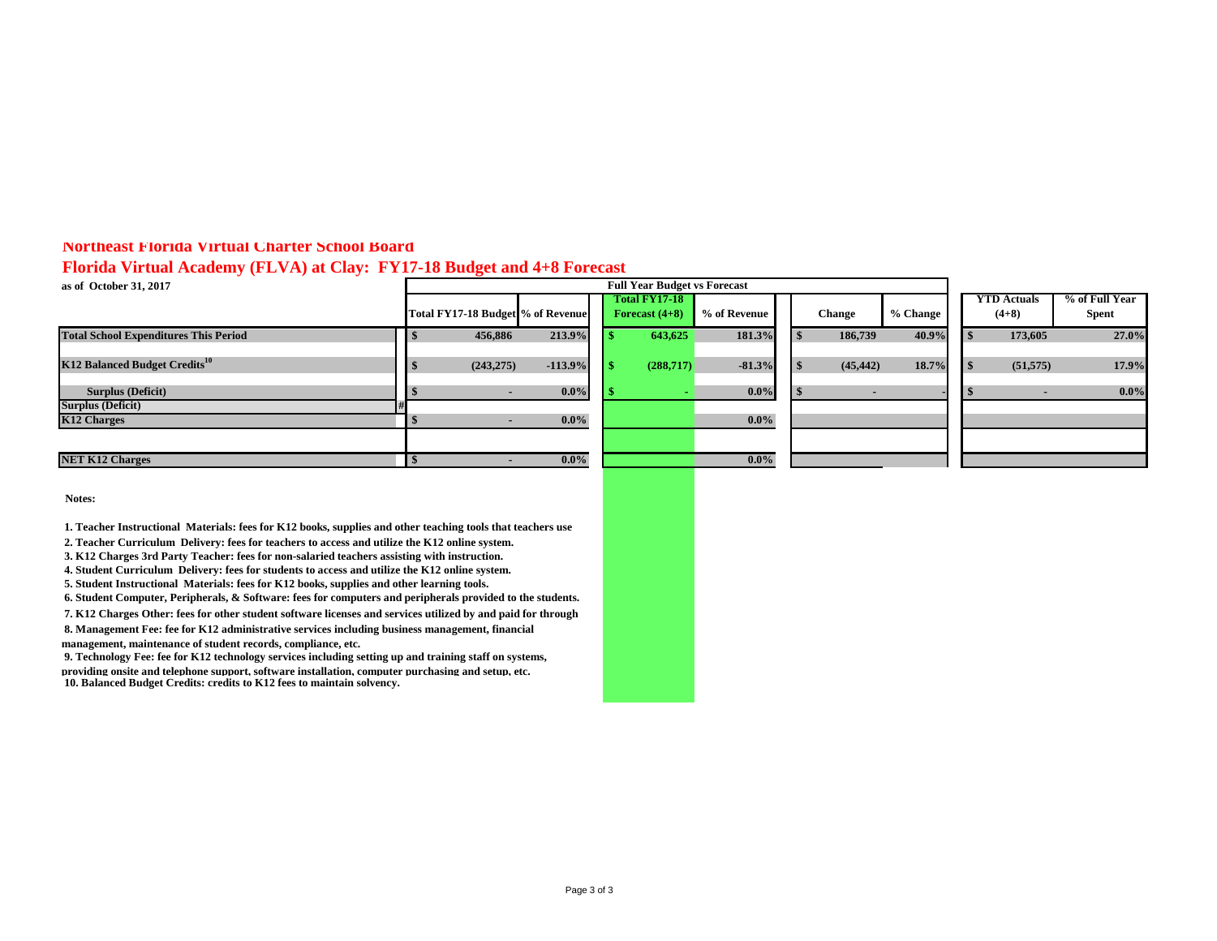## Northeast Florida Virtual Charter School Board

## Florida Virtual Academy (FLVA) at Clay: FY17-18 Budget and 4+8 Forecast

as of October 31, 2017

| | Full Year Budget vs Forecast | | | | | | YTD Actuals | |
|---|---|---|---|---|---|---|---|---|
| | Total FY17-18 Budget | % of Revenue | Total FY17-18 Forecast (4+8) | % of Revenue | Change | % Change | YTD Actuals (4+8) | % of Full Year Spent |
| **Total School Expenditures This Period** | $ 456,886 | 213.9% | $ 643,625 | 181.3% | $ 186,739 | 40.9% | $ 173,605 | 27.0% |
| **K12 Balanced Budget Credits[10]** | $ (243,275) | -113.9% | $ (288,717) | -81.3% | $ (45,442) | 18.7% | $ (51,575) | 17.9% |
| **Surplus (Deficit)** | $ - | 0.0% | $ - | 0.0% | $ - | - | $ - | 0.0% |
| **Surplus (Deficit)** | # | | | | | | | |
| **K12 Charges** | $ - | 0.0% | | 0.0% | | | | |
| **NET K12 Charges** | $ - | 0.0% | | 0.0% | | | | |

**Notes:**

1. Teacher Instructional Materials: fees for K12 books, supplies and other teaching tools that teachers use
2. Teacher Curriculum Delivery: fees for teachers to access and utilize the K12 online system.
3. K12 Charges 3rd Party Teacher: fees for non-salaried teachers assisting with instruction.
4. Student Curriculum Delivery: fees for students to access and utilize the K12 online system.
5. Student Instructional Materials: fees for K12 books, supplies and other learning tools.
6. Student Computer, Peripherals, & Software: fees for computers and peripherals provided to the students.
7. K12 Charges Other: fees for other student software licenses and services utilized by and paid for through
8. Management Fee: fee for K12 administrative services including business management, financial management, maintenance of student records, compliance, etc.
9. Technology Fee: fee for K12 technology services including setting up and training staff on systems, providing onsite and telephone support, software installation, computer purchasing and setup, etc.
10. Balanced Budget Credits: credits to K12 fees to maintain solvency.